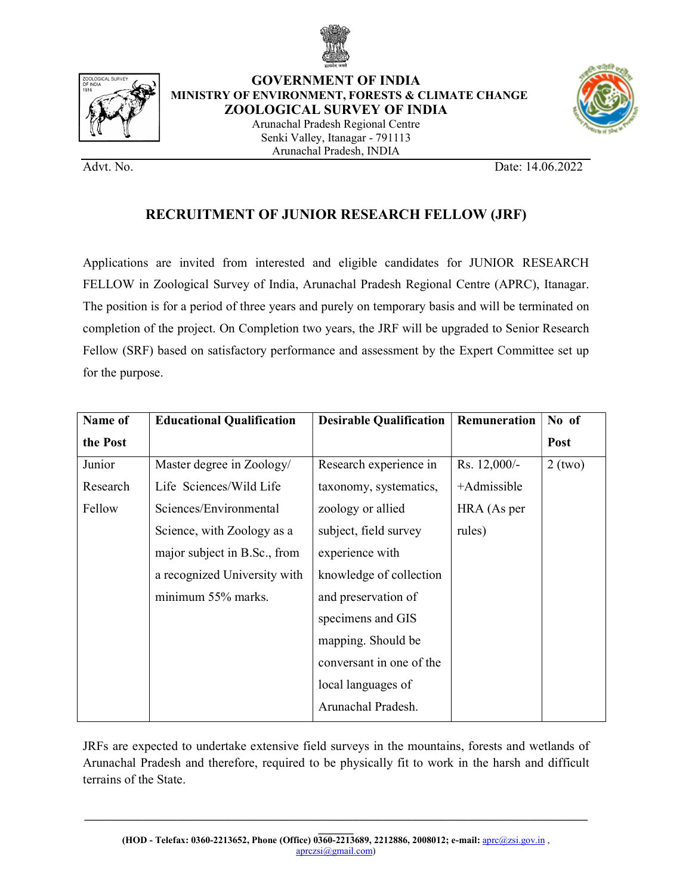# GOVERNMENT OF INDIA

## MINISTRY OF ENVIRONMENT, FORESTS & CLIMATE CHANGE

## ZOOLOGICAL SURVEY OF INDIA

Arunachal Pradesh Regional Centre
Senki Valley, Itanagar - 791113
Arunachal Pradesh, INDIA

Advt. No. Date: 14.06.2022

## RECRUITMENT OF JUNIOR RESEARCH FELLOW (JRF)

Applications are invited from interested and eligible candidates for JUNIOR RESEARCH FELLOW in Zoological Survey of India, Arunachal Pradesh Regional Centre (APRC), Itanagar. The position is for a period of three years and purely on temporary basis and will be terminated on completion of the project. On Completion two years, the JRF will be upgraded to Senior Research Fellow (SRF) based on satisfactory performance and assessment by the Expert Committee set up for the purpose.

| Name of the Post | Educational Qualification | Desirable Qualification | Remuneration | No of Post |
|---|---|---|---|---|
| Junior Research Fellow | Master degree in Zoology/ Life Sciences/Wild Life Sciences/Environmental Science, with Zoology as a major subject in B.Sc., from a recognized University with minimum 55% marks. | Research experience in taxonomy, systematics, zoology or allied subject, field survey experience with knowledge of collection and preservation of specimens and GIS mapping. Should be conversant in one of the local languages of Arunachal Pradesh. | Rs. 12,000/- +Admissible HRA (As per rules) | 2 (two) |

JRFs are expected to undertake extensive field surveys in the mountains, forests and wetlands of Arunachal Pradesh and therefore, required to be physically fit to work in the harsh and difficult terrains of the State.

**(HOD - Telefax: 0360-2213652, Phone (Office) 0360-2213689, 2212886, 2008012; e-mail:** aprc@zsi.gov.in , aprczsi@gmail.com)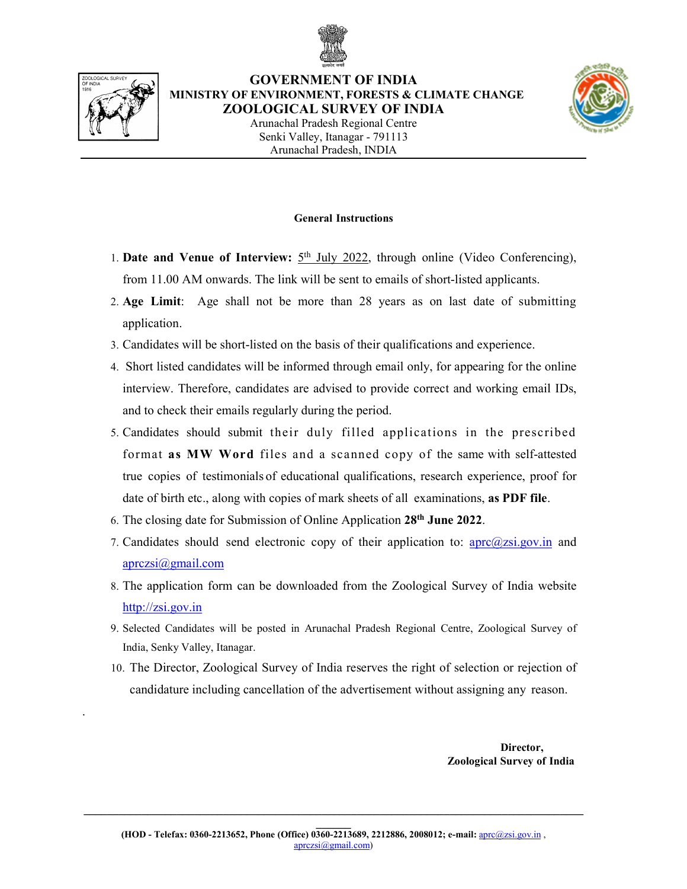**GOVERNMENT OF INDIA**
**MINISTRY OF ENVIRONMENT, FORESTS & CLIMATE CHANGE**
**ZOOLOGICAL SURVEY OF INDIA**
Arunachal Pradesh Regional Centre
Senki Valley, Itanagar - 791113
Arunachal Pradesh, INDIA

**General Instructions**

1. **Date and Venue of Interview:** 5th July 2022, through online (Video Conferencing), from 11.00 AM onwards. The link will be sent to emails of short-listed applicants.
2. **Age Limit**: Age shall not be more than 28 years as on last date of submitting application.
3. Candidates will be short-listed on the basis of their qualifications and experience.
4. Short listed candidates will be informed through email only, for appearing for the online interview. Therefore, candidates are advised to provide correct and working email IDs, and to check their emails regularly during the period.
5. Candidates should submit their duly filled applications in the prescribed format **as MW Word** files and a scanned copy of the same with self-attested true copies of testimonials of educational qualifications, research experience, proof for date of birth etc., along with copies of mark sheets of all examinations, **as PDF file**.
6. The closing date for Submission of Online Application **28th June 2022**.
7. Candidates should send electronic copy of their application to: aprc@zsi.gov.in and aprczsi@gmail.com
8. The application form can be downloaded from the Zoological Survey of India website http://zsi.gov.in
9. Selected Candidates will be posted in Arunachal Pradesh Regional Centre, Zoological Survey of India, Senky Valley, Itanagar.
10. The Director, Zoological Survey of India reserves the right of selection or rejection of candidature including cancellation of the advertisement without assigning any reason.

**Director,**
**Zoological Survey of India**

**(HOD - Telefax: 0360-2213652, Phone (Office) 0360-2213689, 2212886, 2008012; e-mail:** aprc@zsi.gov.in , aprczsi@gmail.com)